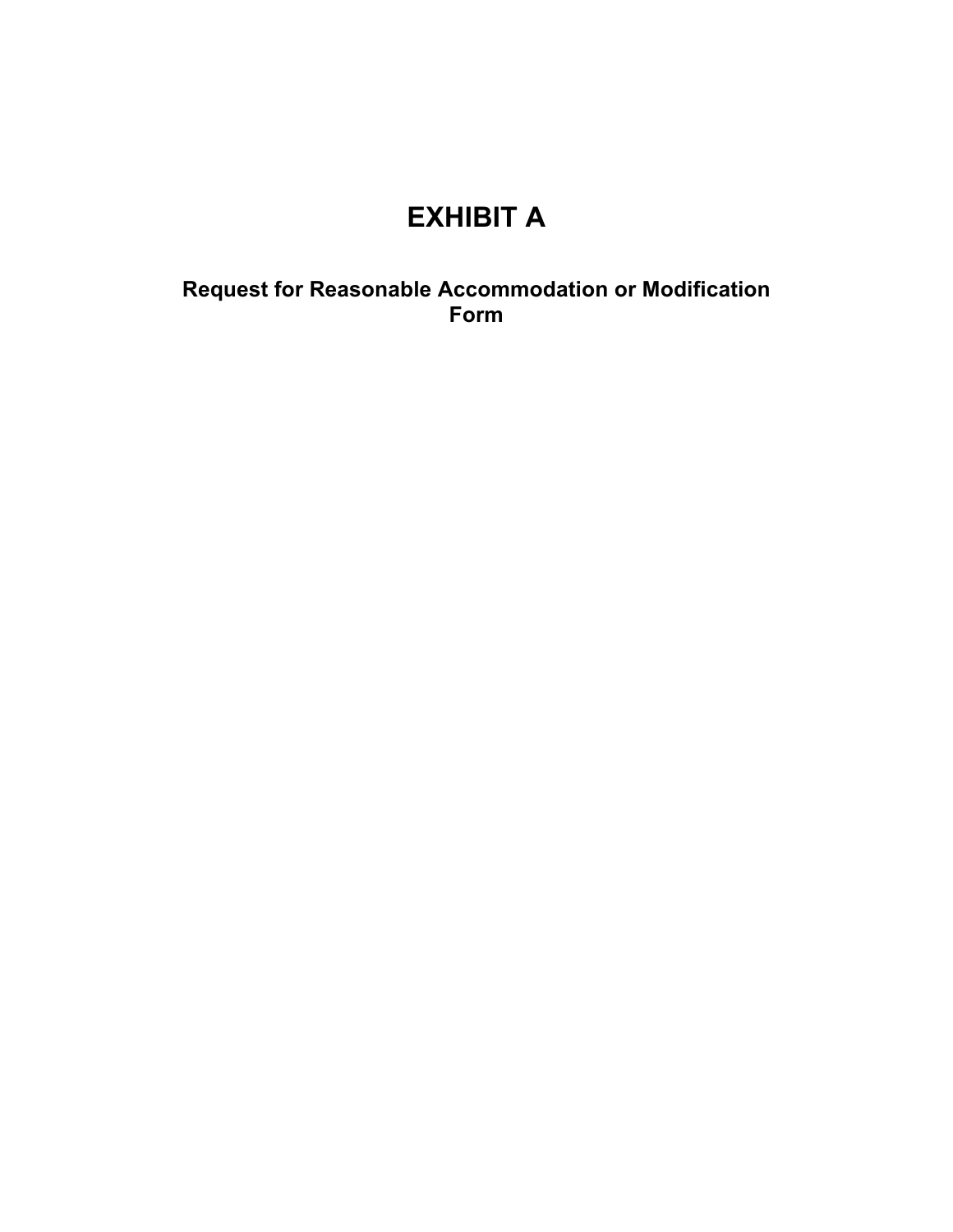# EXHIBIT A

## Request for Reasonable Accommodation or Modification Form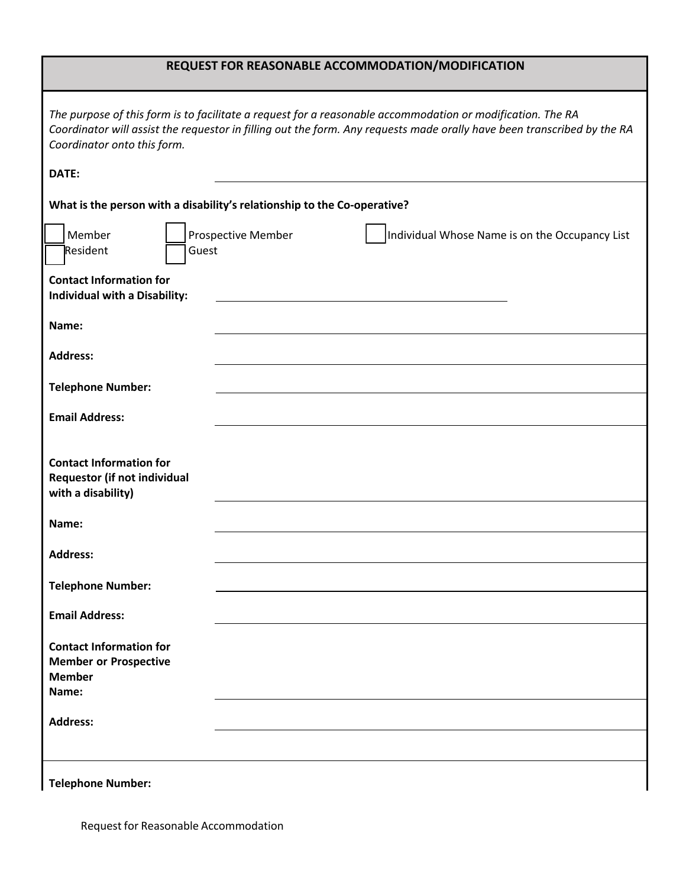## REQUEST FOR REASONABLE ACCOMMODATION/MODIFICATION

*The purpose of this form is to facilitate a request for a reasonable accommodation or modification. The RA Coordinator will assist the requestor in filling out the form. Any requests made orally have been transcribed by the RA Coordinator onto this form.*

**DATE:** ______________________________

**What is the person with a disability's relationship to the Co-operative?**

☐ Member ☐ Prospective Member ☐ Individual Whose Name is on the Occupancy List

☐ Resident ☐ Guest

**Contact Information for Individual with a Disability:** ______________________________

**Name:** ______________________________

**Address:** ______________________________

**Telephone Number:** ______________________________

**Email Address:** ______________________________

**Contact Information for Requestor (if not individual with a disability)** ______________________________

**Name:** ______________________________

**Address:** ______________________________

**Telephone Number:** ______________________________

**Email Address:** ______________________________

**Contact Information for Member or Prospective Member**

**Name:** ______________________________

**Address:** ______________________________

______________________________

**Telephone Number:**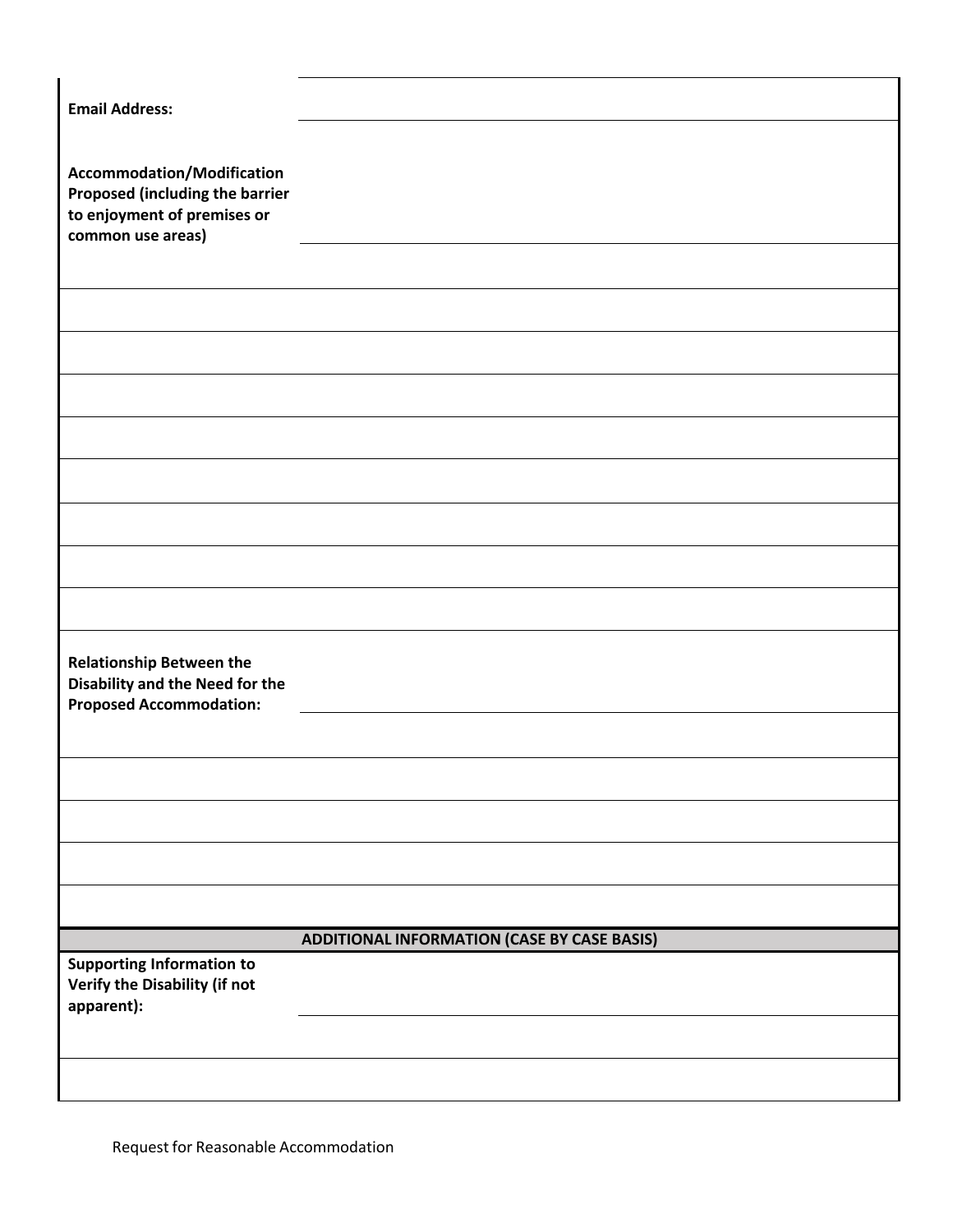| | |
|---|---|
| **Email Address:** | |
| **Accommodation/Modification Proposed (including the barrier to enjoyment of premises or common use areas)** | |
| | |
| | |
| | |
| | |
| | |
| | |
| | |
| | |
| | |
| **Relationship Between the Disability and the Need for the Proposed Accommodation:** | |
| | |
| | |
| | |
| | |
| | |
| **ADDITIONAL INFORMATION (CASE BY CASE BASIS)** | |
| **Supporting Information to Verify the Disability (if not apparent):** | |
| | |
| | |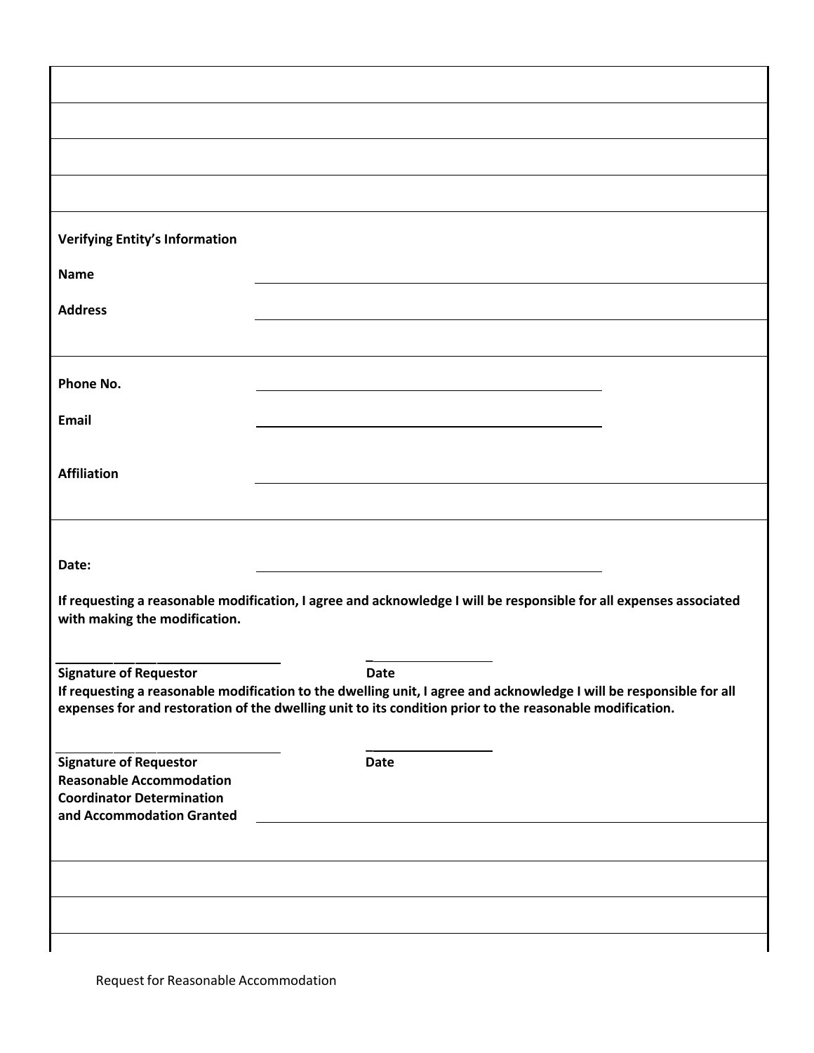**Verifying Entity's Information**

**Name** ______________________________

**Address** ______________________________

______________________________

**Phone No.** ______________________________

**Email** ______________________________

**Affiliation** ______________________________

______________________________

**Date:** ______________________________

**If requesting a reasonable modification, I agree and acknowledge I will be responsible for all expenses associated with making the modification.**

______________________________ ______________

**Signature of Requestor** **Date**

**If requesting a reasonable modification to the dwelling unit, I agree and acknowledge I will be responsible for all expenses for and restoration of the dwelling unit to its condition prior to the reasonable modification.**

______________________________ ______________

**Signature of Requestor** **Date**

**Reasonable Accommodation Coordinator Determination and Accommodation Granted** ______________________________

______________________________

______________________________

______________________________

Request for Reasonable Accommodation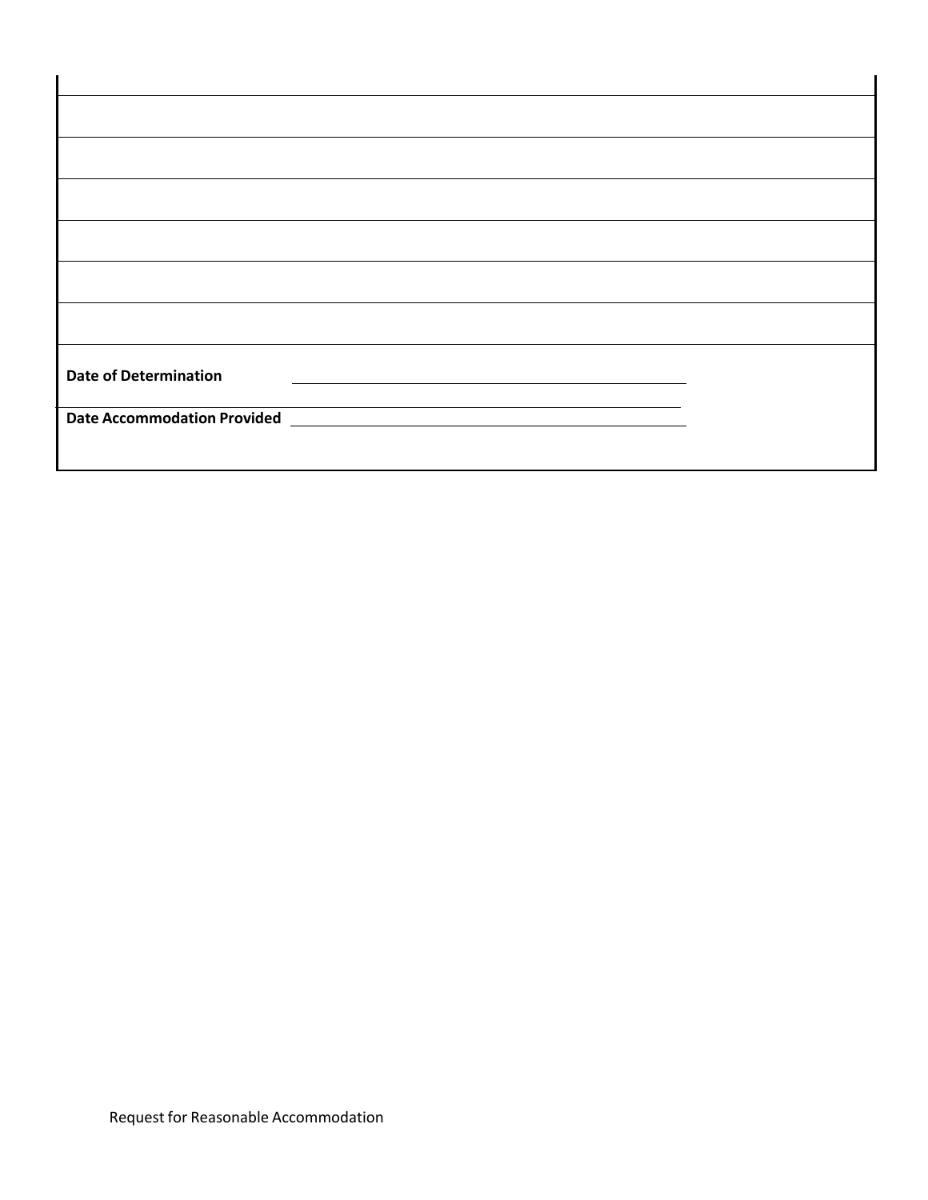**Date of Determination** ______________________________

**Date Accommodation Provided** ______________________________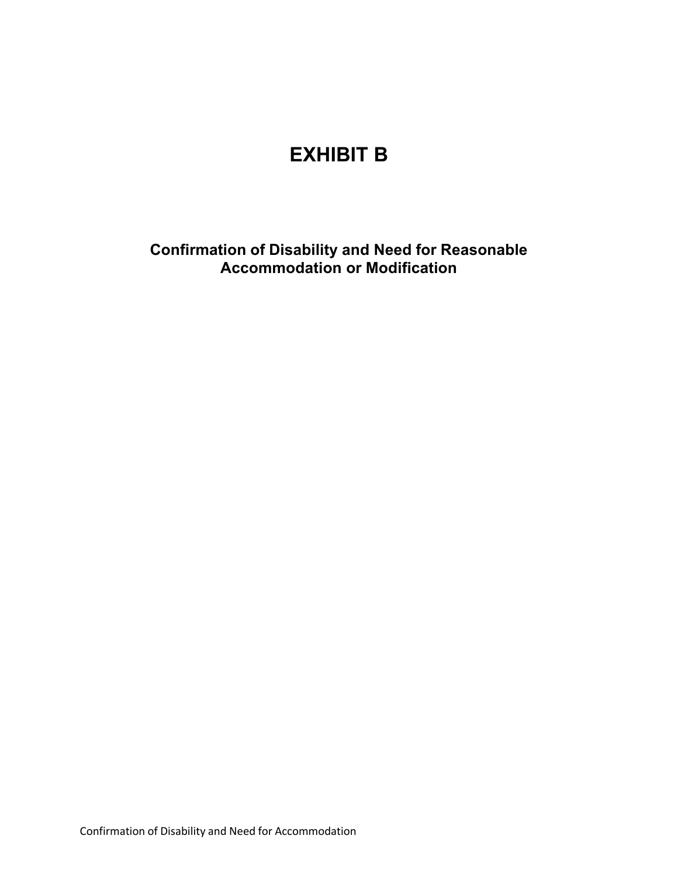# EXHIBIT B

## Confirmation of Disability and Need for Reasonable Accommodation or Modification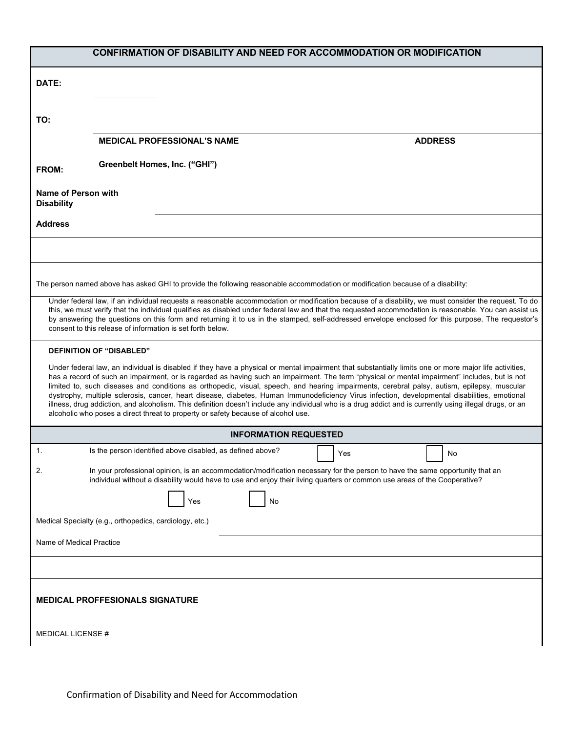## CONFIRMATION OF DISABILITY AND NEED FOR ACCOMMODATION OR MODIFICATION

**DATE:** ______________

**TO:** ____________________________________________

**MEDICAL PROFESSIONAL'S NAME** **ADDRESS**

**FROM:** **Greenbelt Homes, Inc. ("GHI")**

**Name of Person with Disability** ____________________________________________

**Address** ____________________________________________

The person named above has asked GHI to provide the following reasonable accommodation or modification because of a disability:

Under federal law, if an individual requests a reasonable accommodation or modification because of a disability, we must consider the request. To do this, we must verify that the individual qualifies as disabled under federal law and that the requested accommodation is reasonable. You can assist us by answering the questions on this form and returning it to us in the stamped, self-addressed envelope enclosed for this purpose. The requestor's consent to this release of information is set forth below.

**DEFINITION OF "DISABLED"**

Under federal law, an individual is disabled if they have a physical or mental impairment that substantially limits one or more major life activities, has a record of such an impairment, or is regarded as having such an impairment. The term "physical or mental impairment" includes, but is not limited to, such diseases and conditions as orthopedic, visual, speech, and hearing impairments, cerebral palsy, autism, epilepsy, muscular dystrophy, multiple sclerosis, cancer, heart disease, diabetes, Human Immunodeficiency Virus infection, developmental disabilities, emotional illness, drug addiction, and alcoholism. This definition doesn't include any individual who is a drug addict and is currently using illegal drugs, or an alcoholic who poses a direct threat to property or safety because of alcohol use.

### INFORMATION REQUESTED

1. Is the person identified above disabled, as defined above? ☐ Yes ☐ No

2. In your professional opinion, is an accommodation/modification necessary for the person to have the same opportunity that an individual without a disability would have to use and enjoy their living quarters or common use areas of the Cooperative?

   ☐ Yes ☐ No

Medical Specialty (e.g., orthopedics, cardiology, etc.) ____________________________________________

Name of Medical Practice ____________________________________________

**MEDICAL PROFFESIONALS SIGNATURE**

MEDICAL LICENSE #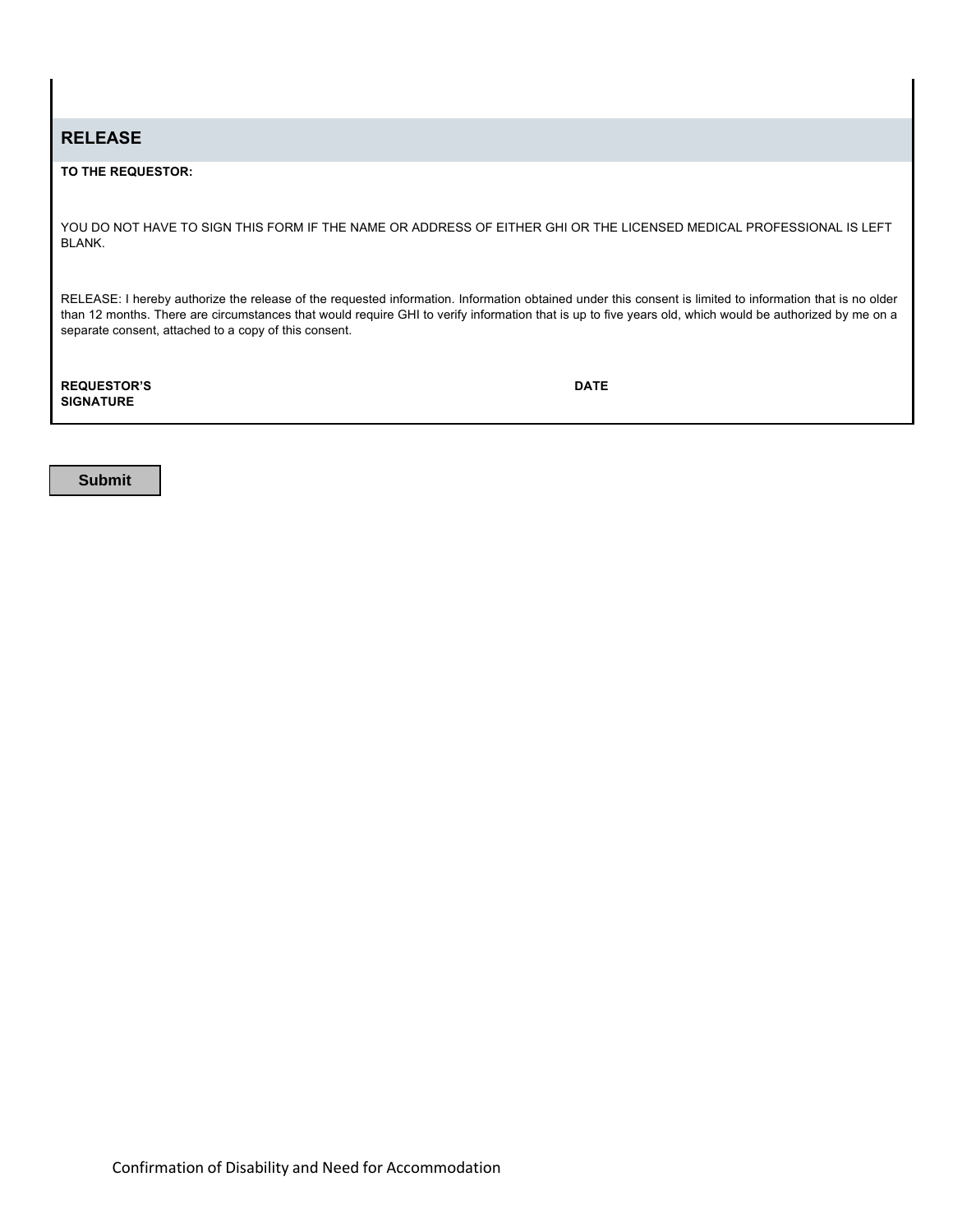## RELEASE

**TO THE REQUESTOR:**

YOU DO NOT HAVE TO SIGN THIS FORM IF THE NAME OR ADDRESS OF EITHER GHI OR THE LICENSED MEDICAL PROFESSIONAL IS LEFT BLANK.

RELEASE: I hereby authorize the release of the requested information. Information obtained under this consent is limited to information that is no older than 12 months. There are circumstances that would require GHI to verify information that is up to five years old, which would be authorized by me on a separate consent, attached to a copy of this consent.

**REQUESTOR'S SIGNATURE** **DATE**

**Submit**